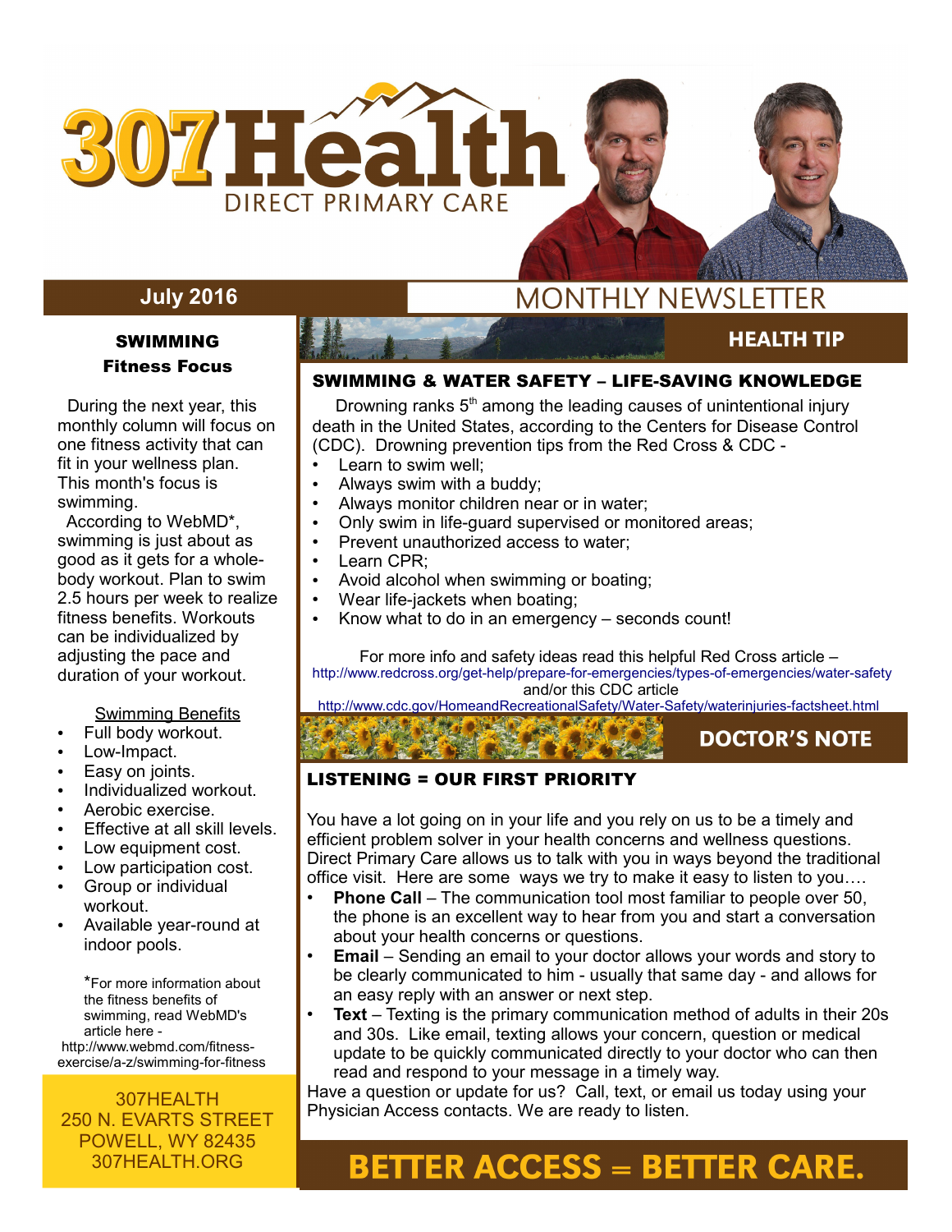# 307Health

DIRECT PRIMARY CARE

**July 2016**

MONTHLY NEWSLETTER

## SWIMMING
### Fitness Focus

During the next year, this monthly column will focus on one fitness activity that can fit in your wellness plan. This month's focus is swimming.

According to WebMD*, swimming is just about as good as it gets for a whole-body workout. Plan to swim 2.5 hours per week to realize fitness benefits. Workouts can be individualized by adjusting the pace and duration of your workout.

Swimming Benefits

- Full body workout.
- Low-Impact.
- Easy on joints.
- Individualized workout.
- Aerobic exercise.
- Effective at all skill levels.
- Low equipment cost.
- Low participation cost.
- Group or individual workout.
- Available year-round at indoor pools.

*For more information about the fitness benefits of swimming, read WebMD's article here - http://www.webmd.com/fitness-exercise/a-z/swimming-for-fitness

307HEALTH
250 N. EVARTS STREET
POWELL, WY 82435
307HEALTH.ORG

## HEALTH TIP

### SWIMMING & WATER SAFETY – LIFE-SAVING KNOWLEDGE

Drowning ranks 5th among the leading causes of unintentional injury death in the United States, according to the Centers for Disease Control (CDC). Drowning prevention tips from the Red Cross & CDC -

- Learn to swim well;
- Always swim with a buddy;
- Always monitor children near or in water;
- Only swim in life-guard supervised or monitored areas;
- Prevent unauthorized access to water;
- Learn CPR;
- Avoid alcohol when swimming or boating;
- Wear life-jackets when boating;
- Know what to do in an emergency – seconds count!

For more info and safety ideas read this helpful Red Cross article – http://www.redcross.org/get-help/prepare-for-emergencies/types-of-emergencies/water-safety and/or this CDC article http://www.cdc.gov/HomeandRecreationalSafety/Water-Safety/waterinjuries-factsheet.html

## DOCTOR'S NOTE

### LISTENING = OUR FIRST PRIORITY

You have a lot going on in your life and you rely on us to be a timely and efficient problem solver in your health concerns and wellness questions. Direct Primary Care allows us to talk with you in ways beyond the traditional office visit. Here are some ways we try to make it easy to listen to you….

- **Phone Call** – The communication tool most familiar to people over 50, the phone is an excellent way to hear from you and start a conversation about your health concerns or questions.
- **Email** – Sending an email to your doctor allows your words and story to be clearly communicated to him - usually that same day - and allows for an easy reply with an answer or next step.
- **Text** – Texting is the primary communication method of adults in their 20s and 30s. Like email, texting allows your concern, question or medical update to be quickly communicated directly to your doctor who can then read and respond to your message in a timely way.

Have a question or update for us? Call, text, or email us today using your Physician Access contacts. We are ready to listen.

**BETTER ACCESS = BETTER CARE.**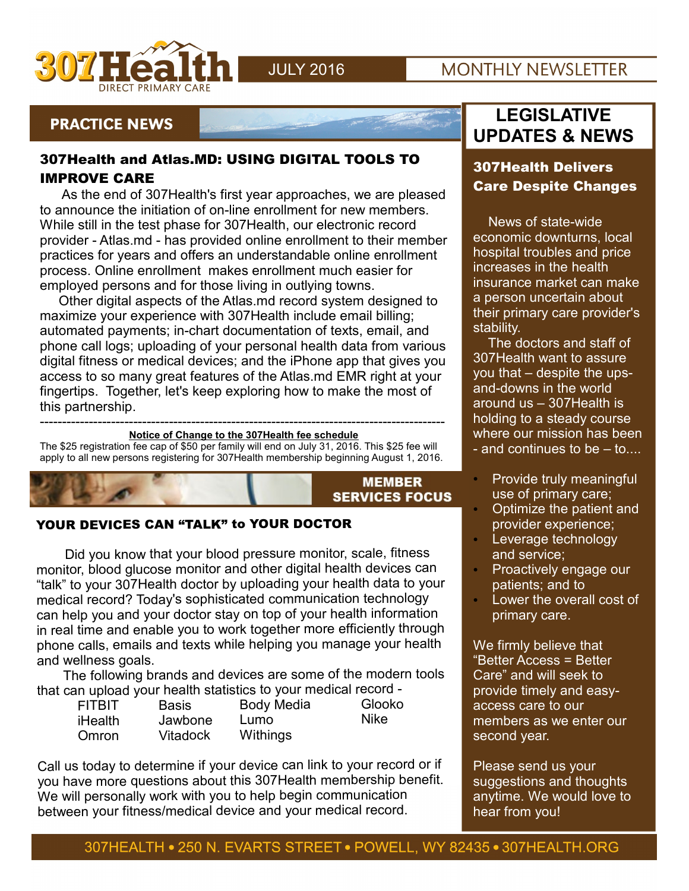# 307Health

DIRECT PRIMARY CARE

JULY 2016 | MONTHLY NEWSLETTER

## PRACTICE NEWS

### 307Health and Atlas.MD: USING DIGITAL TOOLS TO IMPROVE CARE

As the end of 307Health's first year approaches, we are pleased to announce the initiation of on-line enrollment for new members. While still in the test phase for 307Health, our electronic record provider - Atlas.md - has provided online enrollment to their member practices for years and offers an understandable online enrollment process. Online enrollment makes enrollment much easier for employed persons and for those living in outlying towns.

Other digital aspects of the Atlas.md record system designed to maximize your experience with 307Health include email billing; automated payments; in-chart documentation of texts, email, and phone call logs; uploading of your personal health data from various digital fitness or medical devices; and the iPhone app that gives you access to so many great features of the Atlas.md EMR right at your fingertips. Together, let's keep exploring how to make the most of this partnership.

---

**Notice of Change to the 307Health fee schedule**

The $25 registration fee cap of $50 per family will end on July 31, 2016. This $25 fee will apply to all new persons registering for 307Health membership beginning August 1, 2016.

## MEMBER SERVICES FOCUS

### YOUR DEVICES CAN "TALK" to YOUR DOCTOR

Did you know that your blood pressure monitor, scale, fitness monitor, blood glucose monitor and other digital health devices can "talk" to your 307Health doctor by uploading your health data to your medical record? Today's sophisticated communication technology can help you and your doctor stay on top of your health information in real time and enable you to work together more efficiently through phone calls, emails and texts while helping you manage your health and wellness goals.

The following brands and devices are some of the modern tools that can upload your health statistics to your medical record -

| | | | |
|---|---|---|---|
| FITBIT | Basis | Body Media | Glooko |
| iHealth | Jawbone | Lumo | Nike |
| Omron | Vitadock | Withings | |

Call us today to determine if your device can link to your record or if you have more questions about this 307Health membership benefit. We will personally work with you to help begin communication between your fitness/medical device and your medical record.

## LEGISLATIVE UPDATES & NEWS

### 307Health Delivers Care Despite Changes

News of state-wide economic downturns, local hospital troubles and price increases in the health insurance market can make a person uncertain about their primary care provider's stability.

The doctors and staff of 307Health want to assure you that – despite the ups-and-downs in the world around us – 307Health is holding to a steady course where our mission has been - and continues to be – to....

- Provide truly meaningful use of primary care;
- Optimize the patient and provider experience;
- Leverage technology and service;
- Proactively engage our patients; and to
- Lower the overall cost of primary care.

We firmly believe that "Better Access = Better Care" and will seek to provide timely and easy-access care to our members as we enter our second year.

Please send us your suggestions and thoughts anytime. We would love to hear from you!

307HEALTH • 250 N. EVARTS STREET • POWELL, WY 82435 • 307HEALTH.ORG